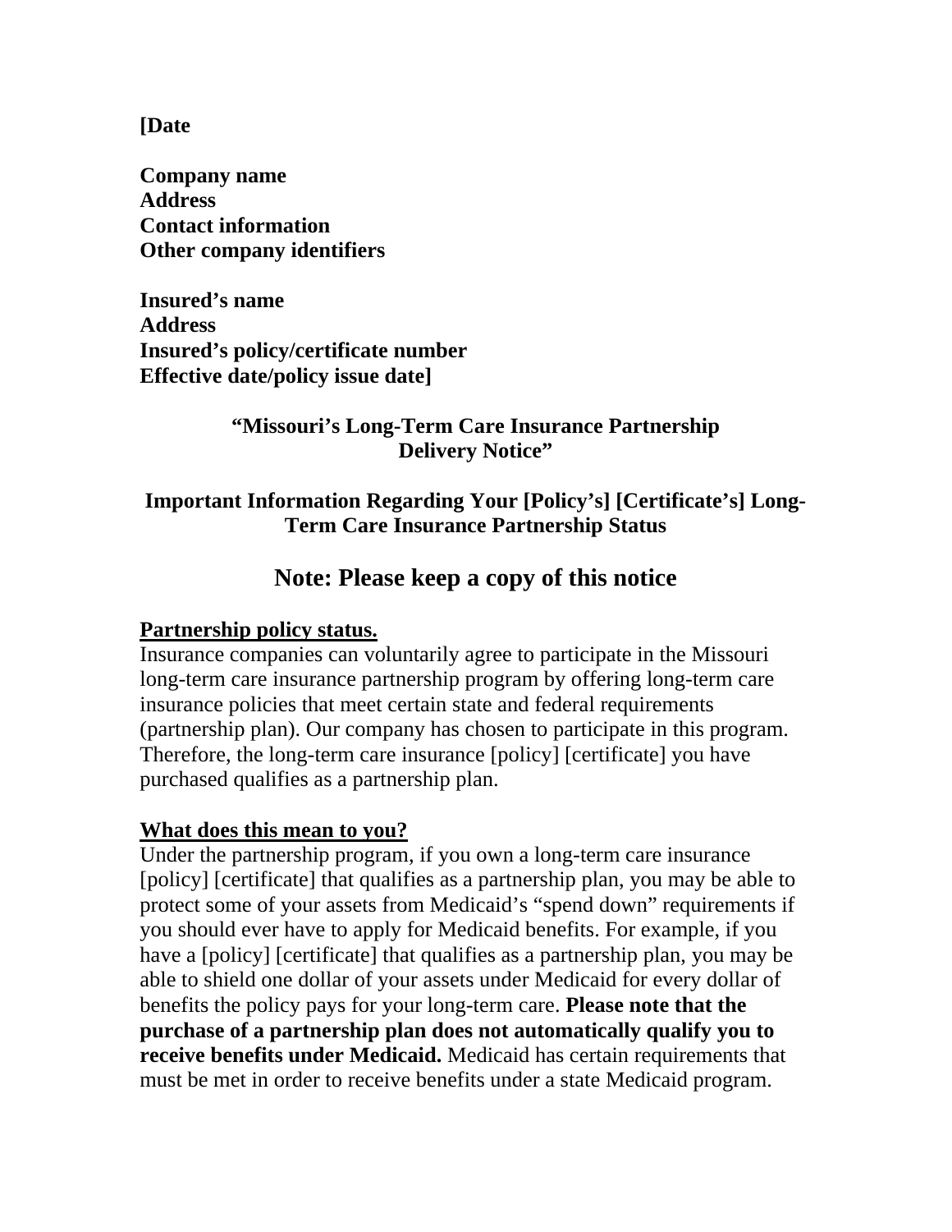**[Date**

**Company name**
**Address**
**Contact information**
**Other company identifiers**

**Insured's name**
**Address**
**Insured's policy/certificate number**
**Effective date/policy issue date]**

## "Missouri's Long-Term Care Insurance Partnership Delivery Notice"

### Important Information Regarding Your [Policy's] [Certificate's] Long-Term Care Insurance Partnership Status

## Note: Please keep a copy of this notice

**Partnership policy status.**

Insurance companies can voluntarily agree to participate in the Missouri long-term care insurance partnership program by offering long-term care insurance policies that meet certain state and federal requirements (partnership plan). Our company has chosen to participate in this program. Therefore, the long-term care insurance [policy] [certificate] you have purchased qualifies as a partnership plan.

**What does this mean to you?**

Under the partnership program, if you own a long-term care insurance [policy] [certificate] that qualifies as a partnership plan, you may be able to protect some of your assets from Medicaid's "spend down" requirements if you should ever have to apply for Medicaid benefits. For example, if you have a [policy] [certificate] that qualifies as a partnership plan, you may be able to shield one dollar of your assets under Medicaid for every dollar of benefits the policy pays for your long-term care. **Please note that the purchase of a partnership plan does not automatically qualify you to receive benefits under Medicaid.** Medicaid has certain requirements that must be met in order to receive benefits under a state Medicaid program.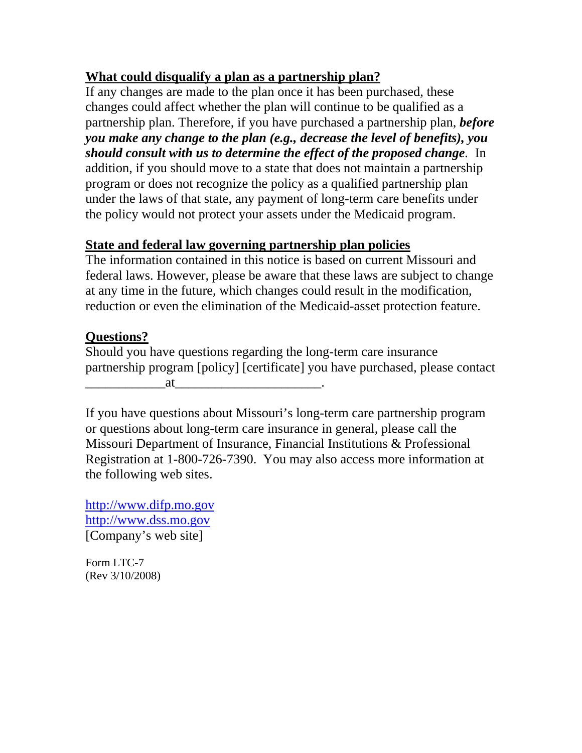**What could disqualify a plan as a partnership plan?**

If any changes are made to the plan once it has been purchased, these changes could affect whether the plan will continue to be qualified as a partnership plan. Therefore, if you have purchased a partnership plan, ***before you make any change to the plan (e.g., decrease the level of benefits), you should consult with us to determine the effect of the proposed change***. In addition, if you should move to a state that does not maintain a partnership program or does not recognize the policy as a qualified partnership plan under the laws of that state, any payment of long-term care benefits under the policy would not protect your assets under the Medicaid program.

**State and federal law governing partnership plan policies**

The information contained in this notice is based on current Missouri and federal laws. However, please be aware that these laws are subject to change at any time in the future, which changes could result in the modification, reduction or even the elimination of the Medicaid-asset protection feature.

**Questions?**

Should you have questions regarding the long-term care insurance partnership program [policy] [certificate] you have purchased, please contact ____________at_____________________.

If you have questions about Missouri's long-term care partnership program or questions about long-term care insurance in general, please call the Missouri Department of Insurance, Financial Institutions & Professional Registration at 1-800-726-7390. You may also access more information at the following web sites.

http://www.difp.mo.gov
http://www.dss.mo.gov
[Company's web site]

Form LTC-7
(Rev 3/10/2008)